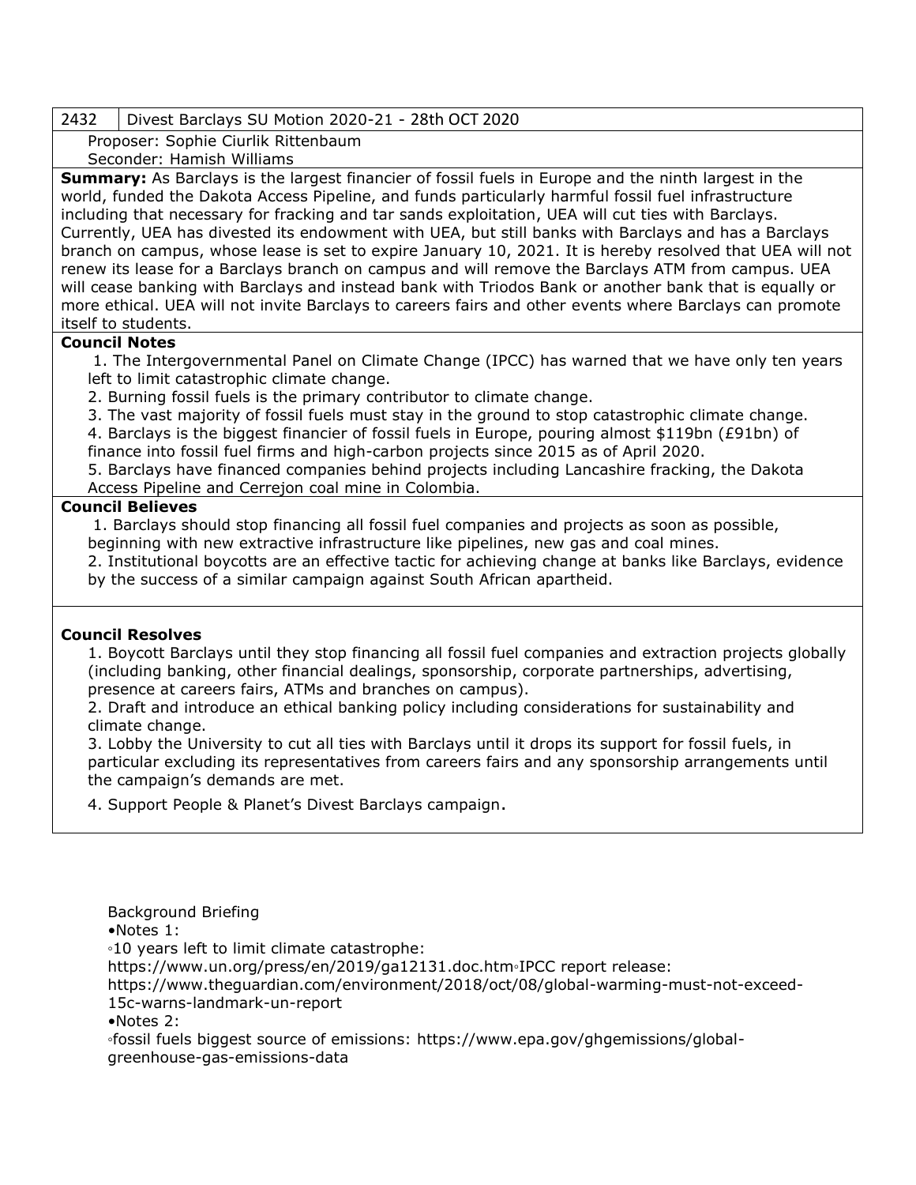| 2432 | Divest Barclays SU Motion 2020-21 - 28th OCT 2020 |
|---|---|

Proposer: Sophie Ciurlik Rittenbaum
Seconder: Hamish Williams

**Summary:** As Barclays is the largest financier of fossil fuels in Europe and the ninth largest in the world, funded the Dakota Access Pipeline, and funds particularly harmful fossil fuel infrastructure including that necessary for fracking and tar sands exploitation, UEA will cut ties with Barclays. Currently, UEA has divested its endowment with UEA, but still banks with Barclays and has a Barclays branch on campus, whose lease is set to expire January 10, 2021. It is hereby resolved that UEA will not renew its lease for a Barclays branch on campus and will remove the Barclays ATM from campus. UEA will cease banking with Barclays and instead bank with Triodos Bank or another bank that is equally or more ethical. UEA will not invite Barclays to careers fairs and other events where Barclays can promote itself to students.

**Council Notes**

1. The Intergovernmental Panel on Climate Change (IPCC) has warned that we have only ten years left to limit catastrophic climate change.
2. Burning fossil fuels is the primary contributor to climate change.
3. The vast majority of fossil fuels must stay in the ground to stop catastrophic climate change.
4. Barclays is the biggest financier of fossil fuels in Europe, pouring almost $119bn (£91bn) of finance into fossil fuel firms and high-carbon projects since 2015 as of April 2020.
5. Barclays have financed companies behind projects including Lancashire fracking, the Dakota Access Pipeline and Cerrejon coal mine in Colombia.

**Council Believes**

1. Barclays should stop financing all fossil fuel companies and projects as soon as possible, beginning with new extractive infrastructure like pipelines, new gas and coal mines.
2. Institutional boycotts are an effective tactic for achieving change at banks like Barclays, evidence by the success of a similar campaign against South African apartheid.

**Council Resolves**

1. Boycott Barclays until they stop financing all fossil fuel companies and extraction projects globally (including banking, other financial dealings, sponsorship, corporate partnerships, advertising, presence at careers fairs, ATMs and branches on campus).
2. Draft and introduce an ethical banking policy including considerations for sustainability and climate change.
3. Lobby the University to cut all ties with Barclays until it drops its support for fossil fuels, in particular excluding its representatives from careers fairs and any sponsorship arrangements until the campaign's demands are met.
4. Support People & Planet's Divest Barclays campaign.

Background Briefing

- Notes 1:
  - 10 years left to limit climate catastrophe: https://www.un.org/press/en/2019/ga12131.doc.htm
  - IPCC report release: https://www.theguardian.com/environment/2018/oct/08/global-warming-must-not-exceed-15c-warns-landmark-un-report
- Notes 2:
  - fossil fuels biggest source of emissions: https://www.epa.gov/ghgemissions/global-greenhouse-gas-emissions-data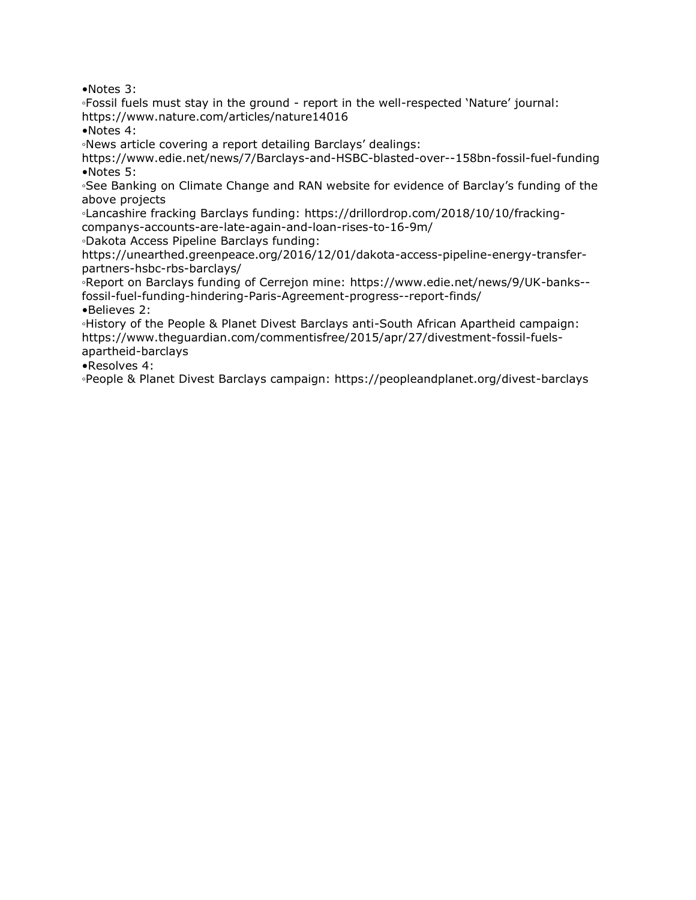- Notes 3:
  - Fossil fuels must stay in the ground - report in the well-respected 'Nature' journal: https://www.nature.com/articles/nature14016
- Notes 4:
  - News article covering a report detailing Barclays' dealings: https://www.edie.net/news/7/Barclays-and-HSBC-blasted-over--158bn-fossil-fuel-funding
- Notes 5:
  - See Banking on Climate Change and RAN website for evidence of Barclay's funding of the above projects
  - Lancashire fracking Barclays funding: https://drillordrop.com/2018/10/10/fracking-companys-accounts-are-late-again-and-loan-rises-to-16-9m/
  - Dakota Access Pipeline Barclays funding: https://unearthed.greenpeace.org/2016/12/01/dakota-access-pipeline-energy-transfer-partners-hsbc-rbs-barclays/
  - Report on Barclays funding of Cerrejon mine: https://www.edie.net/news/9/UK-banks--fossil-fuel-funding-hindering-Paris-Agreement-progress--report-finds/
- Believes 2:
  - History of the People & Planet Divest Barclays anti-South African Apartheid campaign: https://www.theguardian.com/commentisfree/2015/apr/27/divestment-fossil-fuels-apartheid-barclays
- Resolves 4:
  - People & Planet Divest Barclays campaign: https://peopleandplanet.org/divest-barclays